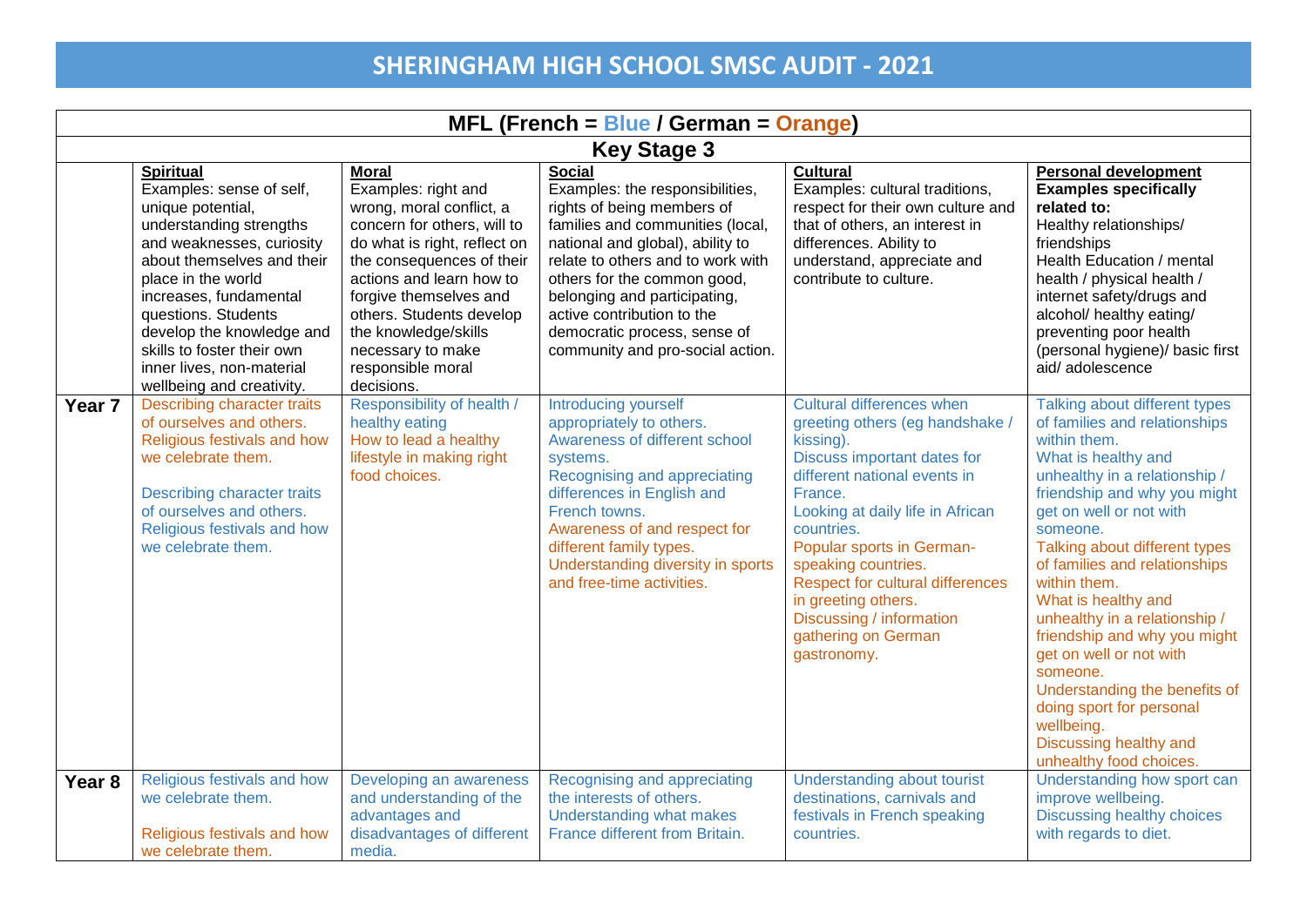# SHERINGHAM HIGH SCHOOL SMSC AUDIT - 2021

## MFL (French = Blue / German = Orange)

### Key Stage 3

| | **Spiritual** Examples: sense of self, unique potential, understanding strengths and weaknesses, curiosity about themselves and their place in the world increases, fundamental questions. Students develop the knowledge and skills to foster their own inner lives, non-material wellbeing and creativity. | **Moral** Examples: right and wrong, moral conflict, a concern for others, will to do what is right, reflect on the consequences of their actions and learn how to forgive themselves and others. Students develop the knowledge/skills necessary to make responsible moral decisions. | **Social** Examples: the responsibilities, rights of being members of families and communities (local, national and global), ability to relate to others and to work with others for the common good, belonging and participating, active contribution to the democratic process, sense of community and pro-social action. | **Cultural** Examples: cultural traditions, respect for their own culture and that of others, an interest in differences. Ability to understand, appreciate and contribute to culture. | **Personal development** **Examples specifically related to:** Healthy relationships/ friendships Health Education / mental health / physical health / internet safety/drugs and alcohol/ healthy eating/ preventing poor health (personal hygiene)/ basic first aid/ adolescence |
|---|---|---|---|---|---|
| **Year 7** | Describing character traits of ourselves and others. Religious festivals and how we celebrate them.<br><br>Describing character traits of ourselves and others. Religious festivals and how we celebrate them. | Responsibility of health / healthy eating<br>How to lead a healthy lifestyle in making right food choices. | Introducing yourself appropriately to others.<br>Awareness of different school systems.<br>Recognising and appreciating differences in English and French towns.<br>Awareness of and respect for different family types.<br>Understanding diversity in sports and free-time activities. | Cultural differences when greeting others (eg handshake / kissing).<br>Discuss important dates for different national events in France.<br>Looking at daily life in African countries.<br>Popular sports in German-speaking countries.<br>Respect for cultural differences in greeting others.<br>Discussing / information gathering on German gastronomy. | Talking about different types of families and relationships within them.<br>What is healthy and unhealthy in a relationship / friendship and why you might get on well or not with someone.<br>Talking about different types of families and relationships within them.<br>What is healthy and unhealthy in a relationship / friendship and why you might get on well or not with someone.<br>Understanding the benefits of doing sport for personal wellbeing.<br>Discussing healthy and unhealthy food choices. |
| **Year 8** | Religious festivals and how we celebrate them.<br><br>Religious festivals and how we celebrate them. | Developing an awareness and understanding of the advantages and disadvantages of different media. | Recognising and appreciating the interests of others.<br>Understanding what makes France different from Britain. | Understanding about tourist destinations, carnivals and festivals in French speaking countries. | Understanding how sport can improve wellbeing.<br>Discussing healthy choices with regards to diet. |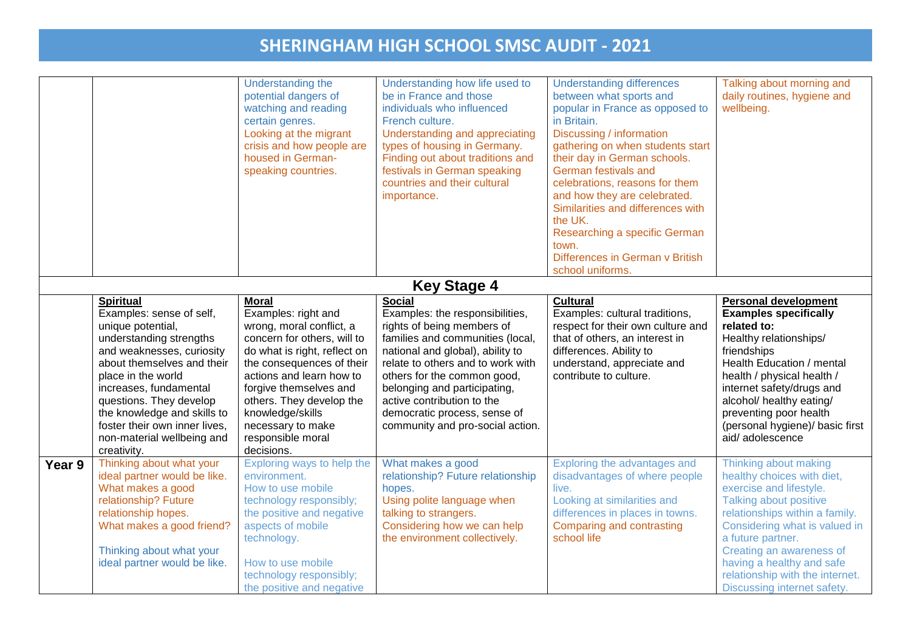# SHERINGHAM HIGH SCHOOL SMSC AUDIT - 2021

| | | | | | |
|---|---|---|---|---|---|
| | | Understanding the potential dangers of watching and reading certain genres. Looking at the migrant crisis and how people are housed in German-speaking countries. | Understanding how life used to be in France and those individuals who influenced French culture. Understanding and appreciating types of housing in Germany. Finding out about traditions and festivals in German speaking countries and their cultural importance. | Understanding differences between what sports and popular in France as opposed to in Britain. Discussing / information gathering on when students start their day in German schools. German festivals and celebrations, reasons for them and how they are celebrated. Similarities and differences with the UK. Researching a specific German town. Differences in German v British school uniforms. | Talking about morning and daily routines, hygiene and wellbeing. |
| **Key Stage 4** | | | | | |
| | **Spiritual** Examples: sense of self, unique potential, understanding strengths and weaknesses, curiosity about themselves and their place in the world increases, fundamental questions. They develop the knowledge and skills to foster their own inner lives, non-material wellbeing and creativity. | **Moral** Examples: right and wrong, moral conflict, a concern for others, will to do what is right, reflect on the consequences of their actions and learn how to forgive themselves and others. They develop the knowledge/skills necessary to make responsible moral decisions. | **Social** Examples: the responsibilities, rights of being members of families and communities (local, national and global), ability to relate to others and to work with others for the common good, belonging and participating, active contribution to the democratic process, sense of community and pro-social action. | **Cultural** Examples: cultural traditions, respect for their own culture and that of others, an interest in differences. Ability to understand, appreciate and contribute to culture. | **Personal development** **Examples specifically related to:** Healthy relationships/ friendships Health Education / mental health / physical health / internet safety/drugs and alcohol/ healthy eating/ preventing poor health (personal hygiene)/ basic first aid/ adolescence |
| **Year 9** | Thinking about what your ideal partner would be like. What makes a good relationship? Future relationship hopes. What makes a good friend? Thinking about what your ideal partner would be like. | Exploring ways to help the environment. How to use mobile technology responsibly; the positive and negative aspects of mobile technology. How to use mobile technology responsibly; the positive and negative | What makes a good relationship? Future relationship hopes. Using polite language when talking to strangers. Considering how we can help the environment collectively. | Exploring the advantages and disadvantages of where people live. Looking at similarities and differences in places in towns. Comparing and contrasting school life | Thinking about making healthy choices with diet, exercise and lifestyle. Talking about positive relationships within a family. Considering what is valued in a future partner. Creating an awareness of having a healthy and safe relationship with the internet. Discussing internet safety. |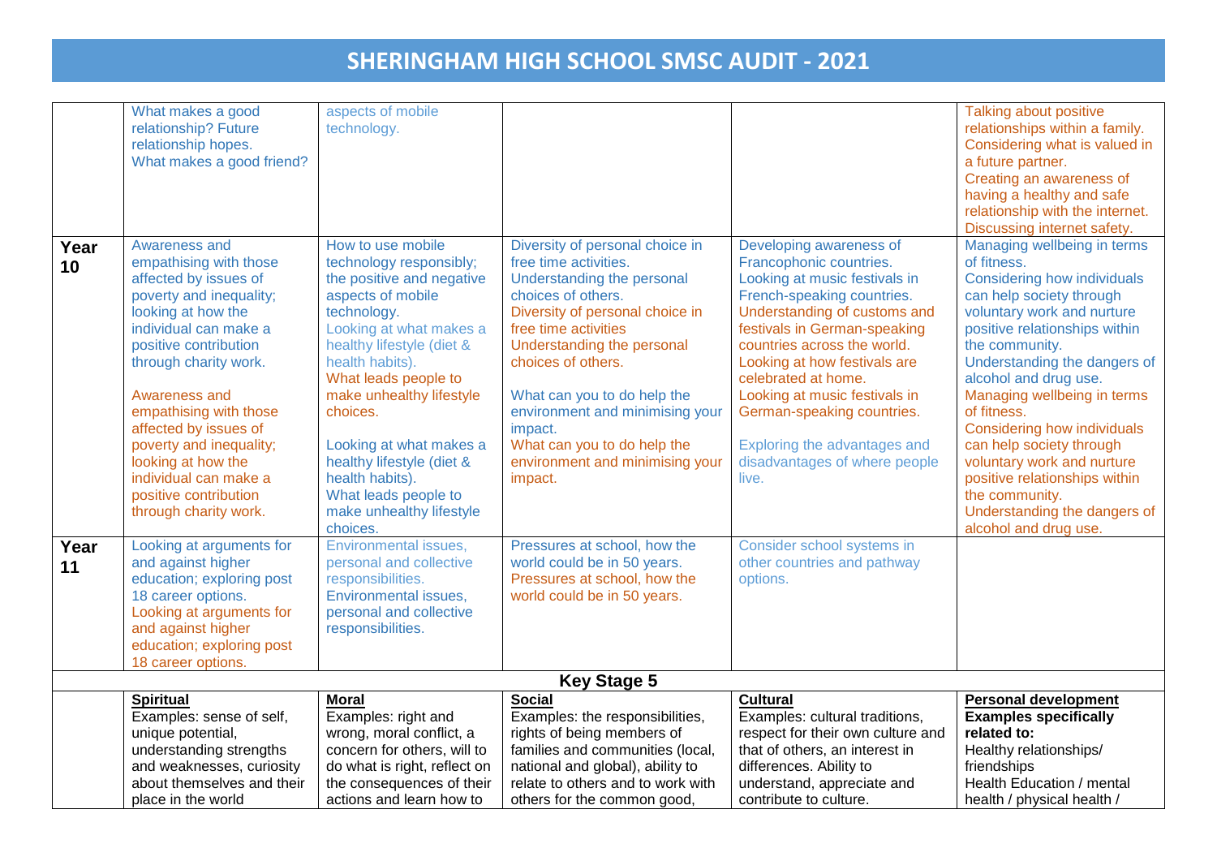# SHERINGHAM HIGH SCHOOL SMSC AUDIT - 2021

| | | | | | |
|---|---|---|---|---|---|
| | What makes a good relationship? Future relationship hopes.<br>What makes a good friend? | aspects of mobile technology. | | | Talking about positive relationships within a family.<br>Considering what is valued in a future partner.<br>Creating an awareness of having a healthy and safe relationship with the internet.<br>Discussing internet safety. |
| **Year 10** | Awareness and empathising with those affected by issues of poverty and inequality; looking at how the individual can make a positive contribution through charity work.<br><br>Awareness and empathising with those affected by issues of poverty and inequality; looking at how the individual can make a positive contribution through charity work. | How to use mobile technology responsibly; the positive and negative aspects of mobile technology.<br>Looking at what makes a healthy lifestyle (diet & health habits).<br>What leads people to make unhealthy lifestyle choices.<br><br>Looking at what makes a healthy lifestyle (diet & health habits).<br>What leads people to make unhealthy lifestyle choices. | Diversity of personal choice in free time activities.<br>Understanding the personal choices of others.<br>Diversity of personal choice in free time activities<br>Understanding the personal choices of others.<br><br>What can you to do help the environment and minimising your impact.<br>What can you to do help the environment and minimising your impact. | Developing awareness of Francophonic countries.<br>Looking at music festivals in French-speaking countries.<br>Understanding of customs and festivals in German-speaking countries across the world.<br>Looking at how festivals are celebrated at home.<br>Looking at music festivals in German-speaking countries.<br><br>Exploring the advantages and disadvantages of where people live. | Managing wellbeing in terms of fitness.<br>Considering how individuals can help society through voluntary work and nurture positive relationships within the community.<br>Understanding the dangers of alcohol and drug use.<br>Managing wellbeing in terms of fitness.<br>Considering how individuals can help society through voluntary work and nurture positive relationships within the community.<br>Understanding the dangers of alcohol and drug use. |
| **Year 11** | Looking at arguments for and against higher education; exploring post 18 career options.<br>Looking at arguments for and against higher education; exploring post 18 career options. | Environmental issues, personal and collective responsibilities.<br>Environmental issues, personal and collective responsibilities. | Pressures at school, how the world could be in 50 years.<br>Pressures at school, how the world could be in 50 years. | Consider school systems in other countries and pathway options. | |
| **Key Stage 5** | | | | | |
| | **Spiritual**<br>Examples: sense of self, unique potential, understanding strengths and weaknesses, curiosity about themselves and their place in the world | **Moral**<br>Examples: right and wrong, moral conflict, a concern for others, will to do what is right, reflect on the consequences of their actions and learn how to | **Social**<br>Examples: the responsibilities, rights of being members of families and communities (local, national and global), ability to relate to others and to work with others for the common good, | **Cultural**<br>Examples: cultural traditions, respect for their own culture and that of others, an interest in differences. Ability to understand, appreciate and contribute to culture. | **Personal development**<br>**Examples specifically related to:**<br>Healthy relationships/ friendships<br>Health Education / mental health / physical health / |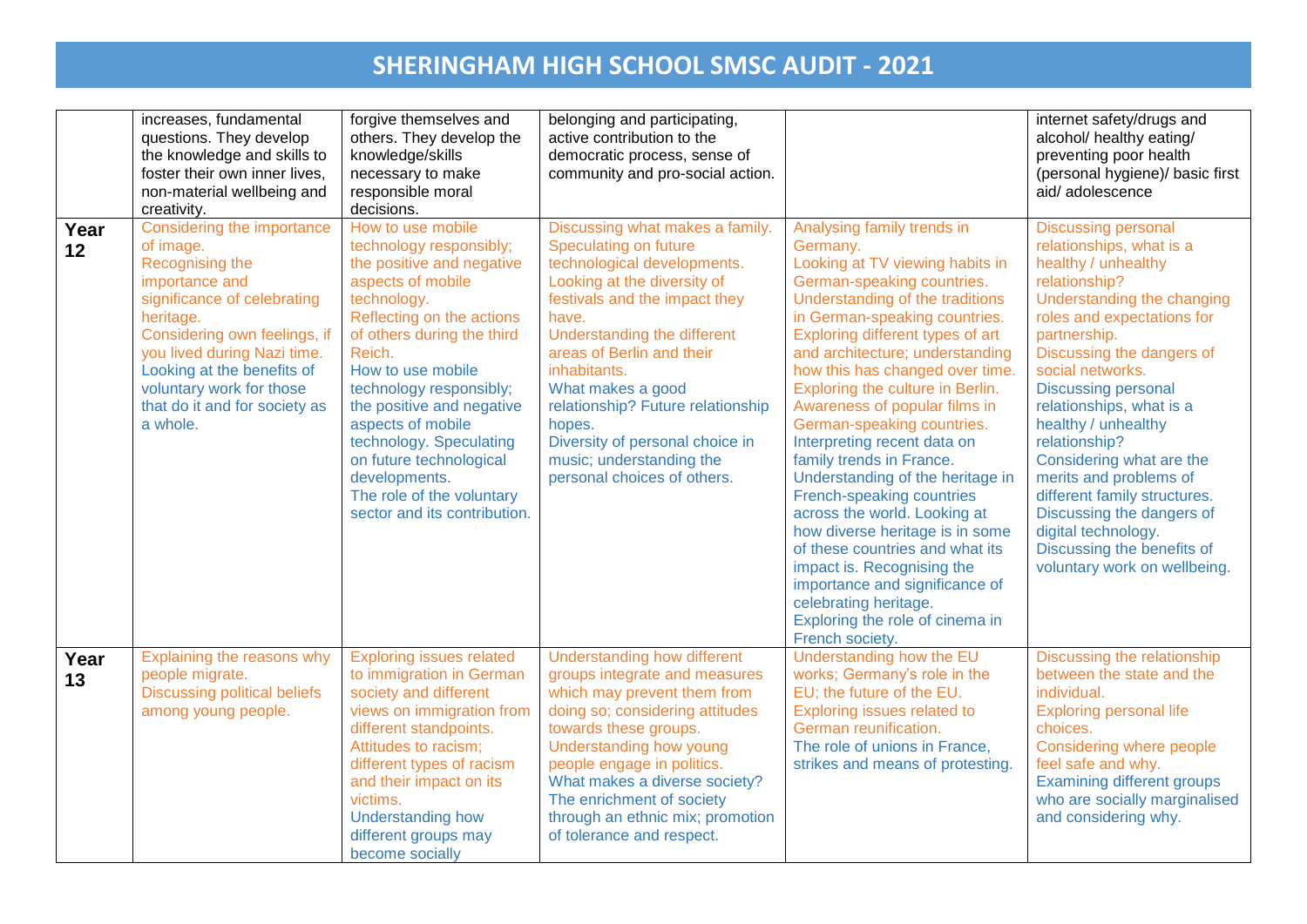# SHERINGHAM HIGH SCHOOL SMSC AUDIT - 2021

| | | | | | |
|---|---|---|---|---|---|
| | increases, fundamental questions. They develop the knowledge and skills to foster their own inner lives, non-material wellbeing and creativity. | forgive themselves and others. They develop the knowledge/skills necessary to make responsible moral decisions. | belonging and participating, active contribution to the democratic process, sense of community and pro-social action. | | internet safety/drugs and alcohol/ healthy eating/ preventing poor health (personal hygiene)/ basic first aid/ adolescence |
| **Year 12** | Considering the importance of image. Recognising the importance and significance of celebrating heritage. Considering own feelings, if you lived during Nazi time. Looking at the benefits of voluntary work for those that do it and for society as a whole. | How to use mobile technology responsibly; the positive and negative aspects of mobile technology. Reflecting on the actions of others during the third Reich. How to use mobile technology responsibly; the positive and negative aspects of mobile technology. Speculating on future technological developments. The role of the voluntary sector and its contribution. | Discussing what makes a family. Speculating on future technological developments. Looking at the diversity of festivals and the impact they have. Understanding the different areas of Berlin and their inhabitants. What makes a good relationship? Future relationship hopes. Diversity of personal choice in music; understanding the personal choices of others. | Analysing family trends in Germany. Looking at TV viewing habits in German-speaking countries. Understanding of the traditions in German-speaking countries. Exploring different types of art and architecture; understanding how this has changed over time. Exploring the culture in Berlin. Awareness of popular films in German-speaking countries. Interpreting recent data on family trends in France. Understanding of the heritage in French-speaking countries across the world. Looking at how diverse heritage is in some of these countries and what its impact is. Recognising the importance and significance of celebrating heritage. Exploring the role of cinema in French society. | Discussing personal relationships, what is a healthy / unhealthy relationship? Understanding the changing roles and expectations for partnership. Discussing the dangers of social networks. Discussing personal relationships, what is a healthy / unhealthy relationship? Considering what are the merits and problems of different family structures. Discussing the dangers of digital technology. Discussing the benefits of voluntary work on wellbeing. |
| **Year 13** | Explaining the reasons why people migrate. Discussing political beliefs among young people. | Exploring issues related to immigration in German society and different views on immigration from different standpoints. Attitudes to racism; different types of racism and their impact on its victims. Understanding how different groups may become socially | Understanding how different groups integrate and measures which may prevent them from doing so; considering attitudes towards these groups. Understanding how young people engage in politics. What makes a diverse society? The enrichment of society through an ethnic mix; promotion of tolerance and respect. | Understanding how the EU works; Germany's role in the EU; the future of the EU. Exploring issues related to German reunification. The role of unions in France, strikes and means of protesting. | Discussing the relationship between the state and the individual. Exploring personal life choices. Considering where people feel safe and why. Examining different groups who are socially marginalised and considering why. |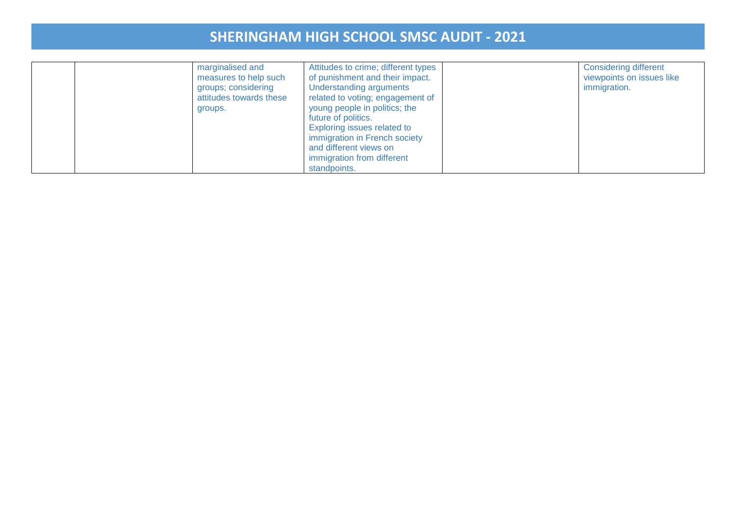# SHERINGHAM HIGH SCHOOL SMSC AUDIT - 2021

| | | | | | |
|---|---|---|---|---|---|
| | | marginalised and measures to help such groups; considering attitudes towards these groups. | Attitudes to crime; different types of punishment and their impact. Understanding arguments related to voting; engagement of young people in politics; the future of politics. Exploring issues related to immigration in French society and different views on immigration from different standpoints. | | Considering different viewpoints on issues like immigration. |